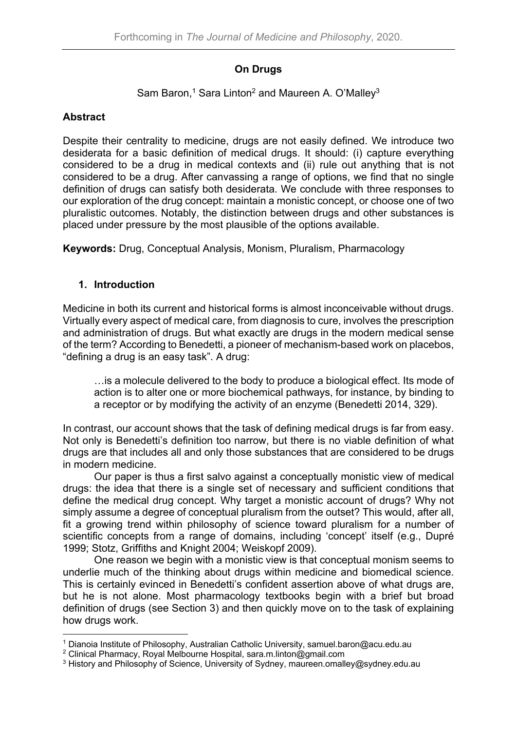# On Drugs

Sam Baron,[1] Sara Linton[2] and Maureen A. O'Malley[3]

## Abstract

Despite their centrality to medicine, drugs are not easily defined. We introduce two desiderata for a basic definition of medical drugs. It should: (i) capture everything considered to be a drug in medical contexts and (ii) rule out anything that is not considered to be a drug. After canvassing a range of options, we find that no single definition of drugs can satisfy both desiderata. We conclude with three responses to our exploration of the drug concept: maintain a monistic concept, or choose one of two pluralistic outcomes. Notably, the distinction between drugs and other substances is placed under pressure by the most plausible of the options available.

**Keywords:** Drug, Conceptual Analysis, Monism, Pluralism, Pharmacology

## 1. Introduction

Medicine in both its current and historical forms is almost inconceivable without drugs. Virtually every aspect of medical care, from diagnosis to cure, involves the prescription and administration of drugs. But what exactly are drugs in the modern medical sense of the term? According to Benedetti, a pioneer of mechanism-based work on placebos, "defining a drug is an easy task". A drug:

> …is a molecule delivered to the body to produce a biological effect. Its mode of action is to alter one or more biochemical pathways, for instance, by binding to a receptor or by modifying the activity of an enzyme (Benedetti 2014, 329).

In contrast, our account shows that the task of defining medical drugs is far from easy. Not only is Benedetti's definition too narrow, but there is no viable definition of what drugs are that includes all and only those substances that are considered to be drugs in modern medicine.

Our paper is thus a first salvo against a conceptually monistic view of medical drugs: the idea that there is a single set of necessary and sufficient conditions that define the medical drug concept. Why target a monistic account of drugs? Why not simply assume a degree of conceptual pluralism from the outset? This would, after all, fit a growing trend within philosophy of science toward pluralism for a number of scientific concepts from a range of domains, including 'concept' itself (e.g., Dupré 1999; Stotz, Griffiths and Knight 2004; Weiskopf 2009).

One reason we begin with a monistic view is that conceptual monism seems to underlie much of the thinking about drugs within medicine and biomedical science. This is certainly evinced in Benedetti's confident assertion above of what drugs are, but he is not alone. Most pharmacology textbooks begin with a brief but broad definition of drugs (see Section 3) and then quickly move on to the task of explaining how drugs work.

[1] Dianoia Institute of Philosophy, Australian Catholic University, samuel.baron@acu.edu.au

[2] Clinical Pharmacy, Royal Melbourne Hospital, sara.m.linton@gmail.com

[3] History and Philosophy of Science, University of Sydney, maureen.omalley@sydney.edu.au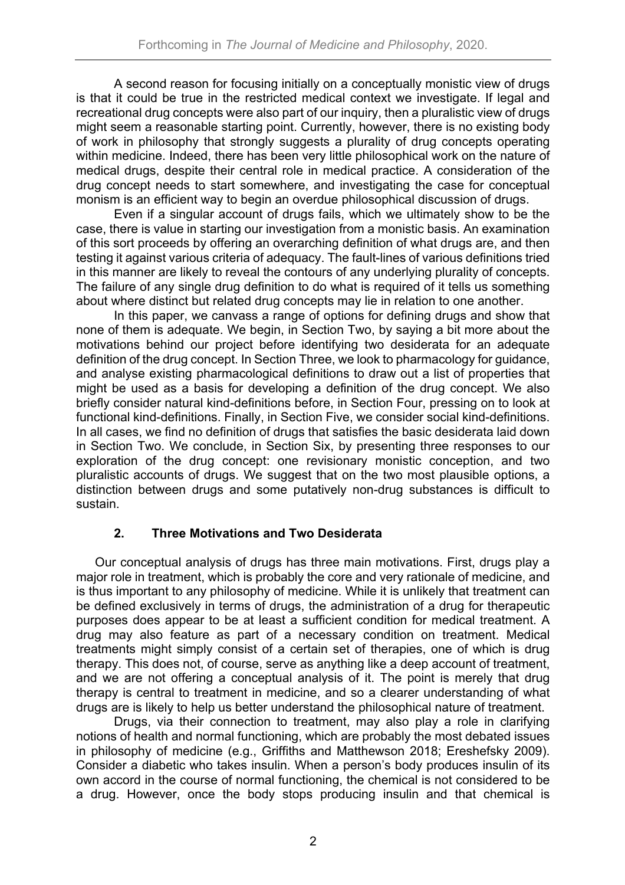A second reason for focusing initially on a conceptually monistic view of drugs is that it could be true in the restricted medical context we investigate. If legal and recreational drug concepts were also part of our inquiry, then a pluralistic view of drugs might seem a reasonable starting point. Currently, however, there is no existing body of work in philosophy that strongly suggests a plurality of drug concepts operating within medicine. Indeed, there has been very little philosophical work on the nature of medical drugs, despite their central role in medical practice. A consideration of the drug concept needs to start somewhere, and investigating the case for conceptual monism is an efficient way to begin an overdue philosophical discussion of drugs.

Even if a singular account of drugs fails, which we ultimately show to be the case, there is value in starting our investigation from a monistic basis. An examination of this sort proceeds by offering an overarching definition of what drugs are, and then testing it against various criteria of adequacy. The fault-lines of various definitions tried in this manner are likely to reveal the contours of any underlying plurality of concepts. The failure of any single drug definition to do what is required of it tells us something about where distinct but related drug concepts may lie in relation to one another.

In this paper, we canvass a range of options for defining drugs and show that none of them is adequate. We begin, in Section Two, by saying a bit more about the motivations behind our project before identifying two desiderata for an adequate definition of the drug concept. In Section Three, we look to pharmacology for guidance, and analyse existing pharmacological definitions to draw out a list of properties that might be used as a basis for developing a definition of the drug concept. We also briefly consider natural kind-definitions before, in Section Four, pressing on to look at functional kind-definitions. Finally, in Section Five, we consider social kind-definitions. In all cases, we find no definition of drugs that satisfies the basic desiderata laid down in Section Two. We conclude, in Section Six, by presenting three responses to our exploration of the drug concept: one revisionary monistic conception, and two pluralistic accounts of drugs. We suggest that on the two most plausible options, a distinction between drugs and some putatively non-drug substances is difficult to sustain.

## 2. Three Motivations and Two Desiderata

Our conceptual analysis of drugs has three main motivations. First, drugs play a major role in treatment, which is probably the core and very rationale of medicine, and is thus important to any philosophy of medicine. While it is unlikely that treatment can be defined exclusively in terms of drugs, the administration of a drug for therapeutic purposes does appear to be at least a sufficient condition for medical treatment. A drug may also feature as part of a necessary condition on treatment. Medical treatments might simply consist of a certain set of therapies, one of which is drug therapy. This does not, of course, serve as anything like a deep account of treatment, and we are not offering a conceptual analysis of it. The point is merely that drug therapy is central to treatment in medicine, and so a clearer understanding of what drugs are is likely to help us better understand the philosophical nature of treatment.

Drugs, via their connection to treatment, may also play a role in clarifying notions of health and normal functioning, which are probably the most debated issues in philosophy of medicine (e.g., Griffiths and Matthewson 2018; Ereshefsky 2009). Consider a diabetic who takes insulin. When a person's body produces insulin of its own accord in the course of normal functioning, the chemical is not considered to be a drug. However, once the body stops producing insulin and that chemical is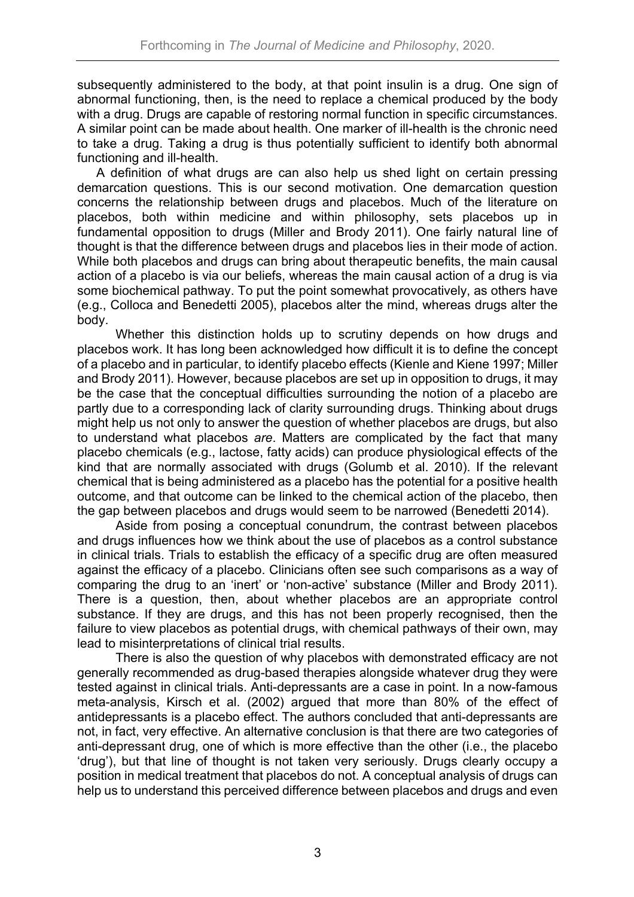subsequently administered to the body, at that point insulin is a drug. One sign of abnormal functioning, then, is the need to replace a chemical produced by the body with a drug. Drugs are capable of restoring normal function in specific circumstances. A similar point can be made about health. One marker of ill-health is the chronic need to take a drug. Taking a drug is thus potentially sufficient to identify both abnormal functioning and ill-health.

A definition of what drugs are can also help us shed light on certain pressing demarcation questions. This is our second motivation. One demarcation question concerns the relationship between drugs and placebos. Much of the literature on placebos, both within medicine and within philosophy, sets placebos up in fundamental opposition to drugs (Miller and Brody 2011). One fairly natural line of thought is that the difference between drugs and placebos lies in their mode of action. While both placebos and drugs can bring about therapeutic benefits, the main causal action of a placebo is via our beliefs, whereas the main causal action of a drug is via some biochemical pathway. To put the point somewhat provocatively, as others have (e.g., Colloca and Benedetti 2005), placebos alter the mind, whereas drugs alter the body.

Whether this distinction holds up to scrutiny depends on how drugs and placebos work. It has long been acknowledged how difficult it is to define the concept of a placebo and in particular, to identify placebo effects (Kienle and Kiene 1997; Miller and Brody 2011). However, because placebos are set up in opposition to drugs, it may be the case that the conceptual difficulties surrounding the notion of a placebo are partly due to a corresponding lack of clarity surrounding drugs. Thinking about drugs might help us not only to answer the question of whether placebos are drugs, but also to understand what placebos *are*. Matters are complicated by the fact that many placebo chemicals (e.g., lactose, fatty acids) can produce physiological effects of the kind that are normally associated with drugs (Golumb et al. 2010). If the relevant chemical that is being administered as a placebo has the potential for a positive health outcome, and that outcome can be linked to the chemical action of the placebo, then the gap between placebos and drugs would seem to be narrowed (Benedetti 2014).

Aside from posing a conceptual conundrum, the contrast between placebos and drugs influences how we think about the use of placebos as a control substance in clinical trials. Trials to establish the efficacy of a specific drug are often measured against the efficacy of a placebo. Clinicians often see such comparisons as a way of comparing the drug to an 'inert' or 'non-active' substance (Miller and Brody 2011). There is a question, then, about whether placebos are an appropriate control substance. If they are drugs, and this has not been properly recognised, then the failure to view placebos as potential drugs, with chemical pathways of their own, may lead to misinterpretations of clinical trial results.

There is also the question of why placebos with demonstrated efficacy are not generally recommended as drug-based therapies alongside whatever drug they were tested against in clinical trials. Anti-depressants are a case in point. In a now-famous meta-analysis, Kirsch et al. (2002) argued that more than 80% of the effect of antidepressants is a placebo effect. The authors concluded that anti-depressants are not, in fact, very effective. An alternative conclusion is that there are two categories of anti-depressant drug, one of which is more effective than the other (i.e., the placebo 'drug'), but that line of thought is not taken very seriously. Drugs clearly occupy a position in medical treatment that placebos do not. A conceptual analysis of drugs can help us to understand this perceived difference between placebos and drugs and even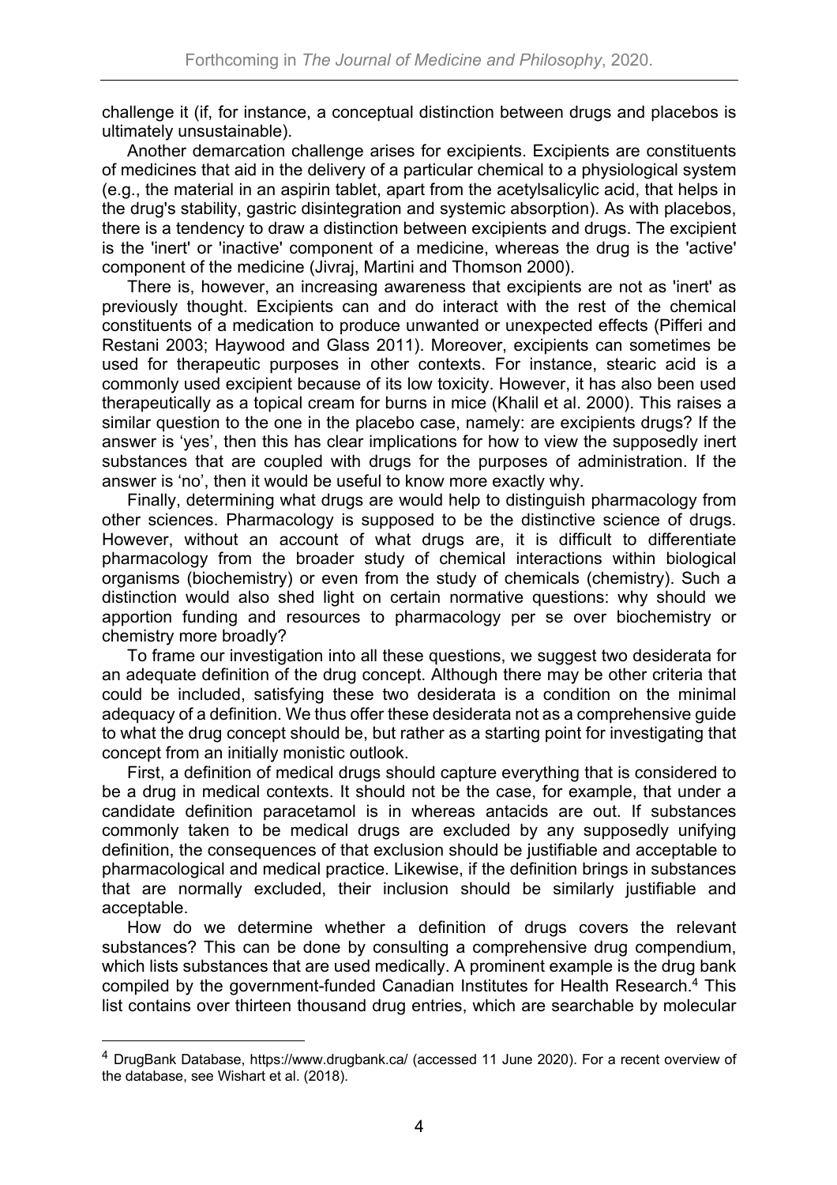challenge it (if, for instance, a conceptual distinction between drugs and placebos is ultimately unsustainable).

Another demarcation challenge arises for excipients. Excipients are constituents of medicines that aid in the delivery of a particular chemical to a physiological system (e.g., the material in an aspirin tablet, apart from the acetylsalicylic acid, that helps in the drug's stability, gastric disintegration and systemic absorption). As with placebos, there is a tendency to draw a distinction between excipients and drugs. The excipient is the 'inert' or 'inactive' component of a medicine, whereas the drug is the 'active' component of the medicine (Jivraj, Martini and Thomson 2000).

There is, however, an increasing awareness that excipients are not as 'inert' as previously thought. Excipients can and do interact with the rest of the chemical constituents of a medication to produce unwanted or unexpected effects (Pifferi and Restani 2003; Haywood and Glass 2011). Moreover, excipients can sometimes be used for therapeutic purposes in other contexts. For instance, stearic acid is a commonly used excipient because of its low toxicity. However, it has also been used therapeutically as a topical cream for burns in mice (Khalil et al. 2000). This raises a similar question to the one in the placebo case, namely: are excipients drugs? If the answer is 'yes', then this has clear implications for how to view the supposedly inert substances that are coupled with drugs for the purposes of administration. If the answer is 'no', then it would be useful to know more exactly why.

Finally, determining what drugs are would help to distinguish pharmacology from other sciences. Pharmacology is supposed to be the distinctive science of drugs. However, without an account of what drugs are, it is difficult to differentiate pharmacology from the broader study of chemical interactions within biological organisms (biochemistry) or even from the study of chemicals (chemistry). Such a distinction would also shed light on certain normative questions: why should we apportion funding and resources to pharmacology per se over biochemistry or chemistry more broadly?

To frame our investigation into all these questions, we suggest two desiderata for an adequate definition of the drug concept. Although there may be other criteria that could be included, satisfying these two desiderata is a condition on the minimal adequacy of a definition. We thus offer these desiderata not as a comprehensive guide to what the drug concept should be, but rather as a starting point for investigating that concept from an initially monistic outlook.

First, a definition of medical drugs should capture everything that is considered to be a drug in medical contexts. It should not be the case, for example, that under a candidate definition paracetamol is in whereas antacids are out. If substances commonly taken to be medical drugs are excluded by any supposedly unifying definition, the consequences of that exclusion should be justifiable and acceptable to pharmacological and medical practice. Likewise, if the definition brings in substances that are normally excluded, their inclusion should be similarly justifiable and acceptable.

How do we determine whether a definition of drugs covers the relevant substances? This can be done by consulting a comprehensive drug compendium, which lists substances that are used medically. A prominent example is the drug bank compiled by the government-funded Canadian Institutes for Health Research.[4] This list contains over thirteen thousand drug entries, which are searchable by molecular

---

[4] DrugBank Database, https://www.drugbank.ca/ (accessed 11 June 2020). For a recent overview of the database, see Wishart et al. (2018).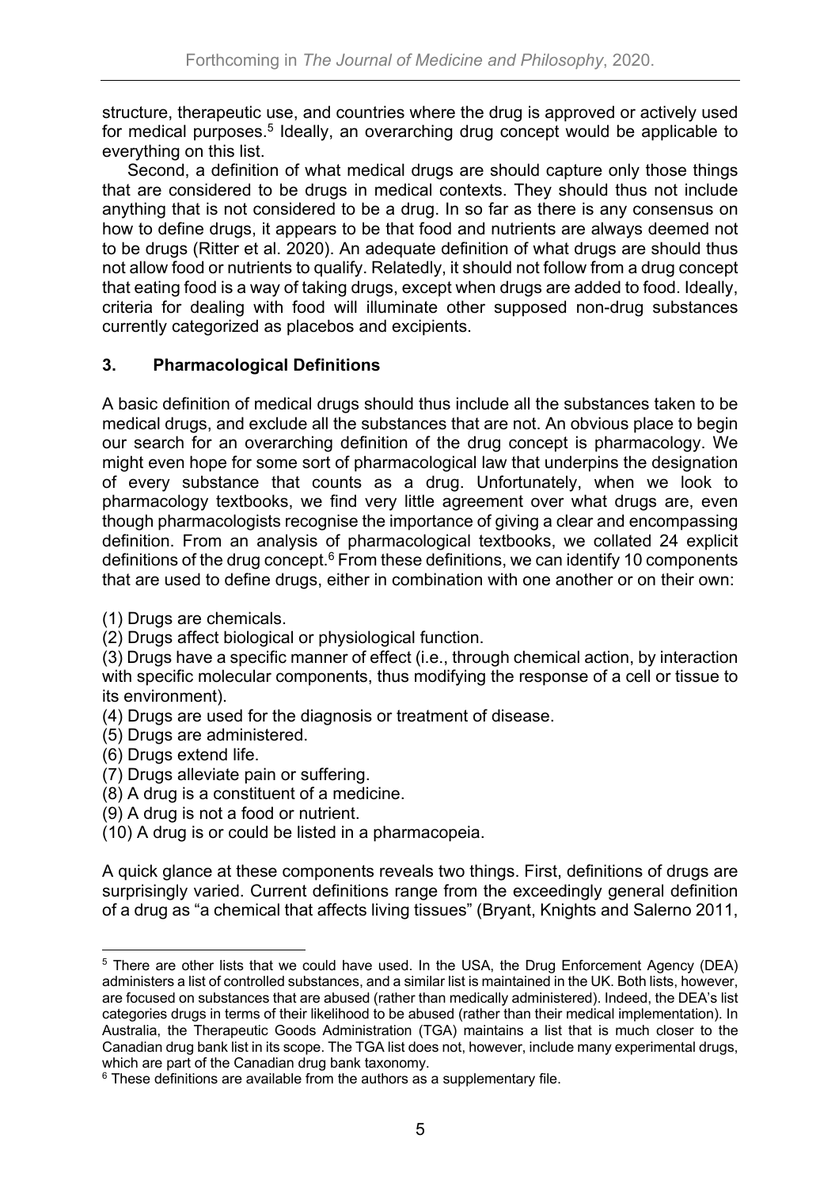structure, therapeutic use, and countries where the drug is approved or actively used for medical purposes.[5] Ideally, an overarching drug concept would be applicable to everything on this list.

Second, a definition of what medical drugs are should capture only those things that are considered to be drugs in medical contexts. They should thus not include anything that is not considered to be a drug. In so far as there is any consensus on how to define drugs, it appears to be that food and nutrients are always deemed not to be drugs (Ritter et al. 2020). An adequate definition of what drugs are should thus not allow food or nutrients to qualify. Relatedly, it should not follow from a drug concept that eating food is a way of taking drugs, except when drugs are added to food. Ideally, criteria for dealing with food will illuminate other supposed non-drug substances currently categorized as placebos and excipients.

## 3. Pharmacological Definitions

A basic definition of medical drugs should thus include all the substances taken to be medical drugs, and exclude all the substances that are not. An obvious place to begin our search for an overarching definition of the drug concept is pharmacology. We might even hope for some sort of pharmacological law that underpins the designation of every substance that counts as a drug. Unfortunately, when we look to pharmacology textbooks, we find very little agreement over what drugs are, even though pharmacologists recognise the importance of giving a clear and encompassing definition. From an analysis of pharmacological textbooks, we collated 24 explicit definitions of the drug concept.[6] From these definitions, we can identify 10 components that are used to define drugs, either in combination with one another or on their own:

(1) Drugs are chemicals.
(2) Drugs affect biological or physiological function.
(3) Drugs have a specific manner of effect (i.e., through chemical action, by interaction with specific molecular components, thus modifying the response of a cell or tissue to its environment).
(4) Drugs are used for the diagnosis or treatment of disease.
(5) Drugs are administered.
(6) Drugs extend life.
(7) Drugs alleviate pain or suffering.
(8) A drug is a constituent of a medicine.
(9) A drug is not a food or nutrient.
(10) A drug is or could be listed in a pharmacopeia.

A quick glance at these components reveals two things. First, definitions of drugs are surprisingly varied. Current definitions range from the exceedingly general definition of a drug as "a chemical that affects living tissues" (Bryant, Knights and Salerno 2011,

---

[5] There are other lists that we could have used. In the USA, the Drug Enforcement Agency (DEA) administers a list of controlled substances, and a similar list is maintained in the UK. Both lists, however, are focused on substances that are abused (rather than medically administered). Indeed, the DEA's list categories drugs in terms of their likelihood to be abused (rather than their medical implementation). In Australia, the Therapeutic Goods Administration (TGA) maintains a list that is much closer to the Canadian drug bank list in its scope. The TGA list does not, however, include many experimental drugs, which are part of the Canadian drug bank taxonomy.

[6] These definitions are available from the authors as a supplementary file.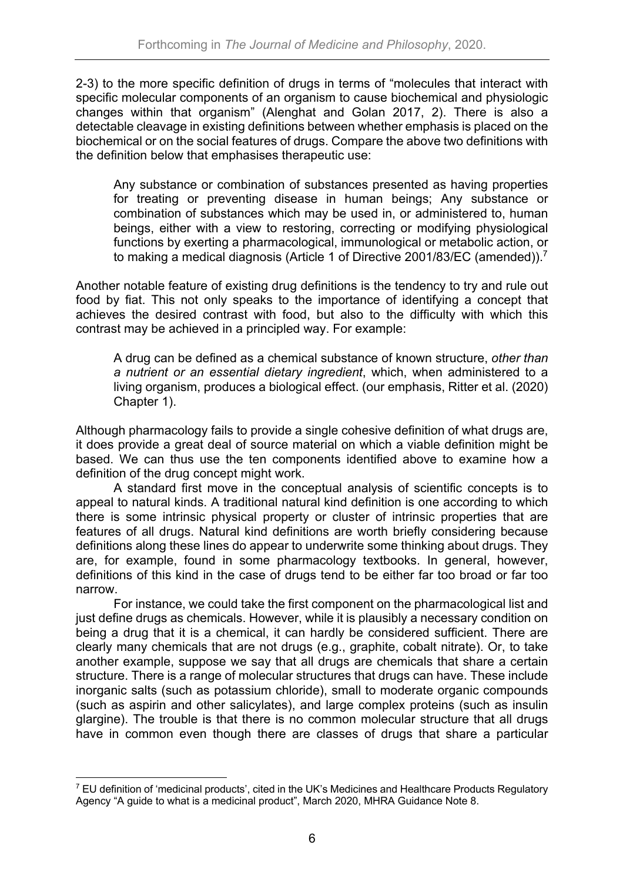2-3) to the more specific definition of drugs in terms of "molecules that interact with specific molecular components of an organism to cause biochemical and physiologic changes within that organism" (Alenghat and Golan 2017, 2). There is also a detectable cleavage in existing definitions between whether emphasis is placed on the biochemical or on the social features of drugs. Compare the above two definitions with the definition below that emphasises therapeutic use:

> Any substance or combination of substances presented as having properties for treating or preventing disease in human beings; Any substance or combination of substances which may be used in, or administered to, human beings, either with a view to restoring, correcting or modifying physiological functions by exerting a pharmacological, immunological or metabolic action, or to making a medical diagnosis (Article 1 of Directive 2001/83/EC (amended)).[7]

Another notable feature of existing drug definitions is the tendency to try and rule out food by fiat. This not only speaks to the importance of identifying a concept that achieves the desired contrast with food, but also to the difficulty with which this contrast may be achieved in a principled way. For example:

> A drug can be defined as a chemical substance of known structure, *other than a nutrient or an essential dietary ingredient*, which, when administered to a living organism, produces a biological effect. (our emphasis, Ritter et al. (2020) Chapter 1).

Although pharmacology fails to provide a single cohesive definition of what drugs are, it does provide a great deal of source material on which a viable definition might be based. We can thus use the ten components identified above to examine how a definition of the drug concept might work.

A standard first move in the conceptual analysis of scientific concepts is to appeal to natural kinds. A traditional natural kind definition is one according to which there is some intrinsic physical property or cluster of intrinsic properties that are features of all drugs. Natural kind definitions are worth briefly considering because definitions along these lines do appear to underwrite some thinking about drugs. They are, for example, found in some pharmacology textbooks. In general, however, definitions of this kind in the case of drugs tend to be either far too broad or far too narrow.

For instance, we could take the first component on the pharmacological list and just define drugs as chemicals. However, while it is plausibly a necessary condition on being a drug that it is a chemical, it can hardly be considered sufficient. There are clearly many chemicals that are not drugs (e.g., graphite, cobalt nitrate). Or, to take another example, suppose we say that all drugs are chemicals that share a certain structure. There is a range of molecular structures that drugs can have. These include inorganic salts (such as potassium chloride), small to moderate organic compounds (such as aspirin and other salicylates), and large complex proteins (such as insulin glargine). The trouble is that there is no common molecular structure that all drugs have in common even though there are classes of drugs that share a particular

[7] EU definition of 'medicinal products', cited in the UK's Medicines and Healthcare Products Regulatory Agency "A guide to what is a medicinal product", March 2020, MHRA Guidance Note 8.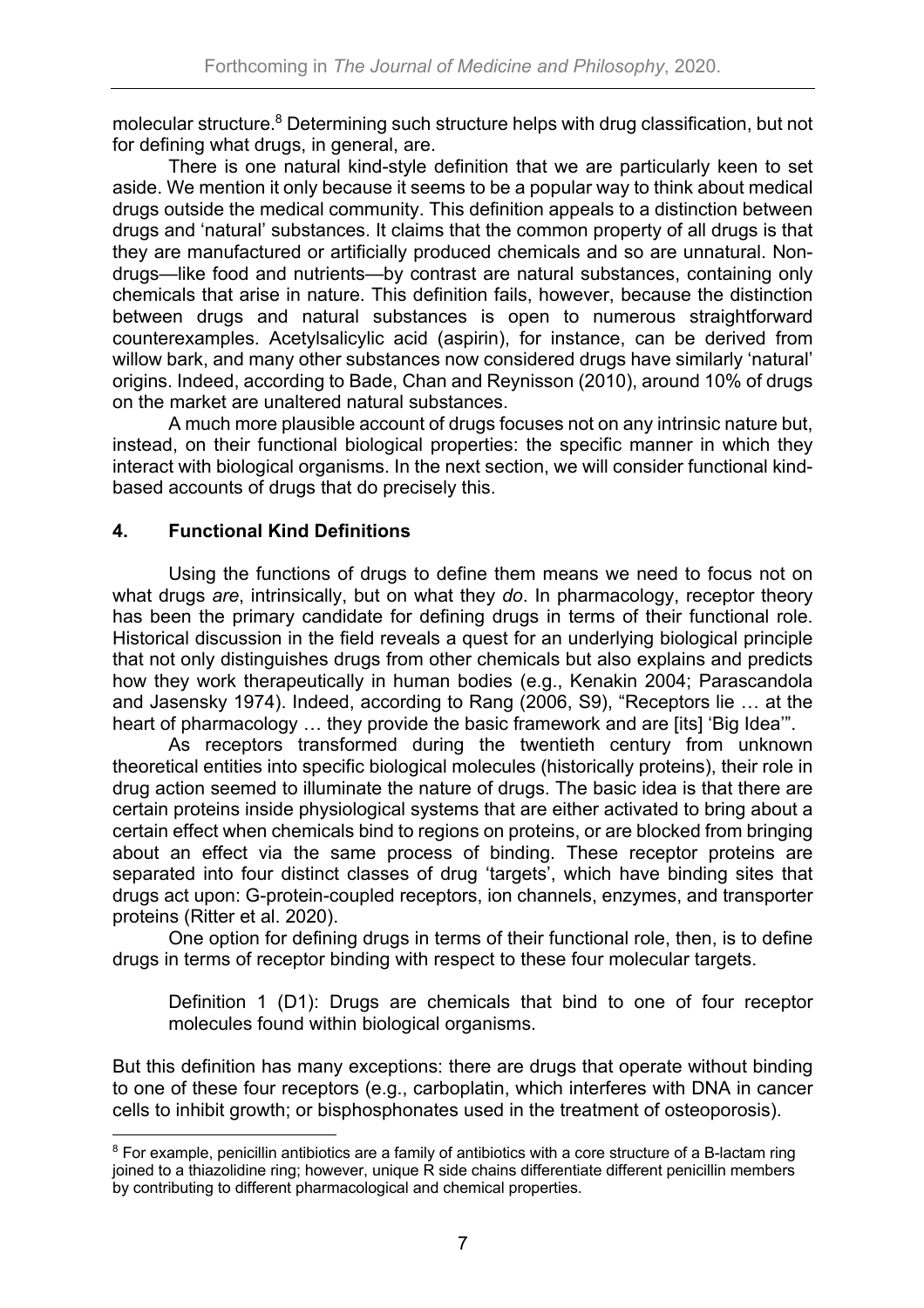molecular structure.[8] Determining such structure helps with drug classification, but not for defining what drugs, in general, are.

There is one natural kind-style definition that we are particularly keen to set aside. We mention it only because it seems to be a popular way to think about medical drugs outside the medical community. This definition appeals to a distinction between drugs and 'natural' substances. It claims that the common property of all drugs is that they are manufactured or artificially produced chemicals and so are unnatural. Non-drugs—like food and nutrients—by contrast are natural substances, containing only chemicals that arise in nature. This definition fails, however, because the distinction between drugs and natural substances is open to numerous straightforward counterexamples. Acetylsalicylic acid (aspirin), for instance, can be derived from willow bark, and many other substances now considered drugs have similarly 'natural' origins. Indeed, according to Bade, Chan and Reynisson (2010), around 10% of drugs on the market are unaltered natural substances.

A much more plausible account of drugs focuses not on any intrinsic nature but, instead, on their functional biological properties: the specific manner in which they interact with biological organisms. In the next section, we will consider functional kind-based accounts of drugs that do precisely this.

## 4. Functional Kind Definitions

Using the functions of drugs to define them means we need to focus not on what drugs *are*, intrinsically, but on what they *do*. In pharmacology, receptor theory has been the primary candidate for defining drugs in terms of their functional role. Historical discussion in the field reveals a quest for an underlying biological principle that not only distinguishes drugs from other chemicals but also explains and predicts how they work therapeutically in human bodies (e.g., Kenakin 2004; Parascandola and Jasensky 1974). Indeed, according to Rang (2006, S9), "Receptors lie … at the heart of pharmacology … they provide the basic framework and are [its] 'Big Idea'".

As receptors transformed during the twentieth century from unknown theoretical entities into specific biological molecules (historically proteins), their role in drug action seemed to illuminate the nature of drugs. The basic idea is that there are certain proteins inside physiological systems that are either activated to bring about a certain effect when chemicals bind to regions on proteins, or are blocked from bringing about an effect via the same process of binding. These receptor proteins are separated into four distinct classes of drug 'targets', which have binding sites that drugs act upon: G-protein-coupled receptors, ion channels, enzymes, and transporter proteins (Ritter et al. 2020).

One option for defining drugs in terms of their functional role, then, is to define drugs in terms of receptor binding with respect to these four molecular targets.

> Definition 1 (D1): Drugs are chemicals that bind to one of four receptor molecules found within biological organisms.

But this definition has many exceptions: there are drugs that operate without binding to one of these four receptors (e.g., carboplatin, which interferes with DNA in cancer cells to inhibit growth; or bisphosphonates used in the treatment of osteoporosis).

[8] For example, penicillin antibiotics are a family of antibiotics with a core structure of a B-lactam ring joined to a thiazolidine ring; however, unique R side chains differentiate different penicillin members by contributing to different pharmacological and chemical properties.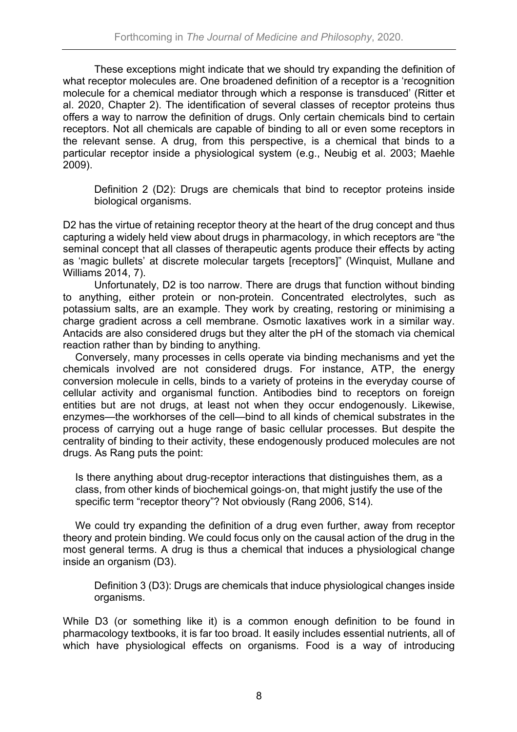These exceptions might indicate that we should try expanding the definition of what receptor molecules are. One broadened definition of a receptor is a 'recognition molecule for a chemical mediator through which a response is transduced' (Ritter et al. 2020, Chapter 2). The identification of several classes of receptor proteins thus offers a way to narrow the definition of drugs. Only certain chemicals bind to certain receptors. Not all chemicals are capable of binding to all or even some receptors in the relevant sense. A drug, from this perspective, is a chemical that binds to a particular receptor inside a physiological system (e.g., Neubig et al. 2003; Maehle 2009).

> Definition 2 (D2): Drugs are chemicals that bind to receptor proteins inside biological organisms.

D2 has the virtue of retaining receptor theory at the heart of the drug concept and thus capturing a widely held view about drugs in pharmacology, in which receptors are "the seminal concept that all classes of therapeutic agents produce their effects by acting as 'magic bullets' at discrete molecular targets [receptors]" (Winquist, Mullane and Williams 2014, 7).

Unfortunately, D2 is too narrow. There are drugs that function without binding to anything, either protein or non-protein. Concentrated electrolytes, such as potassium salts, are an example. They work by creating, restoring or minimising a charge gradient across a cell membrane. Osmotic laxatives work in a similar way. Antacids are also considered drugs but they alter the pH of the stomach via chemical reaction rather than by binding to anything.

Conversely, many processes in cells operate via binding mechanisms and yet the chemicals involved are not considered drugs. For instance, ATP, the energy conversion molecule in cells, binds to a variety of proteins in the everyday course of cellular activity and organismal function. Antibodies bind to receptors on foreign entities but are not drugs, at least not when they occur endogenously. Likewise, enzymes—the workhorses of the cell—bind to all kinds of chemical substrates in the process of carrying out a huge range of basic cellular processes. But despite the centrality of binding to their activity, these endogenously produced molecules are not drugs. As Rang puts the point:

> Is there anything about drug-receptor interactions that distinguishes them, as a class, from other kinds of biochemical goings-on, that might justify the use of the specific term "receptor theory"? Not obviously (Rang 2006, S14).

We could try expanding the definition of a drug even further, away from receptor theory and protein binding. We could focus only on the causal action of the drug in the most general terms. A drug is thus a chemical that induces a physiological change inside an organism (D3).

> Definition 3 (D3): Drugs are chemicals that induce physiological changes inside organisms.

While D3 (or something like it) is a common enough definition to be found in pharmacology textbooks, it is far too broad. It easily includes essential nutrients, all of which have physiological effects on organisms. Food is a way of introducing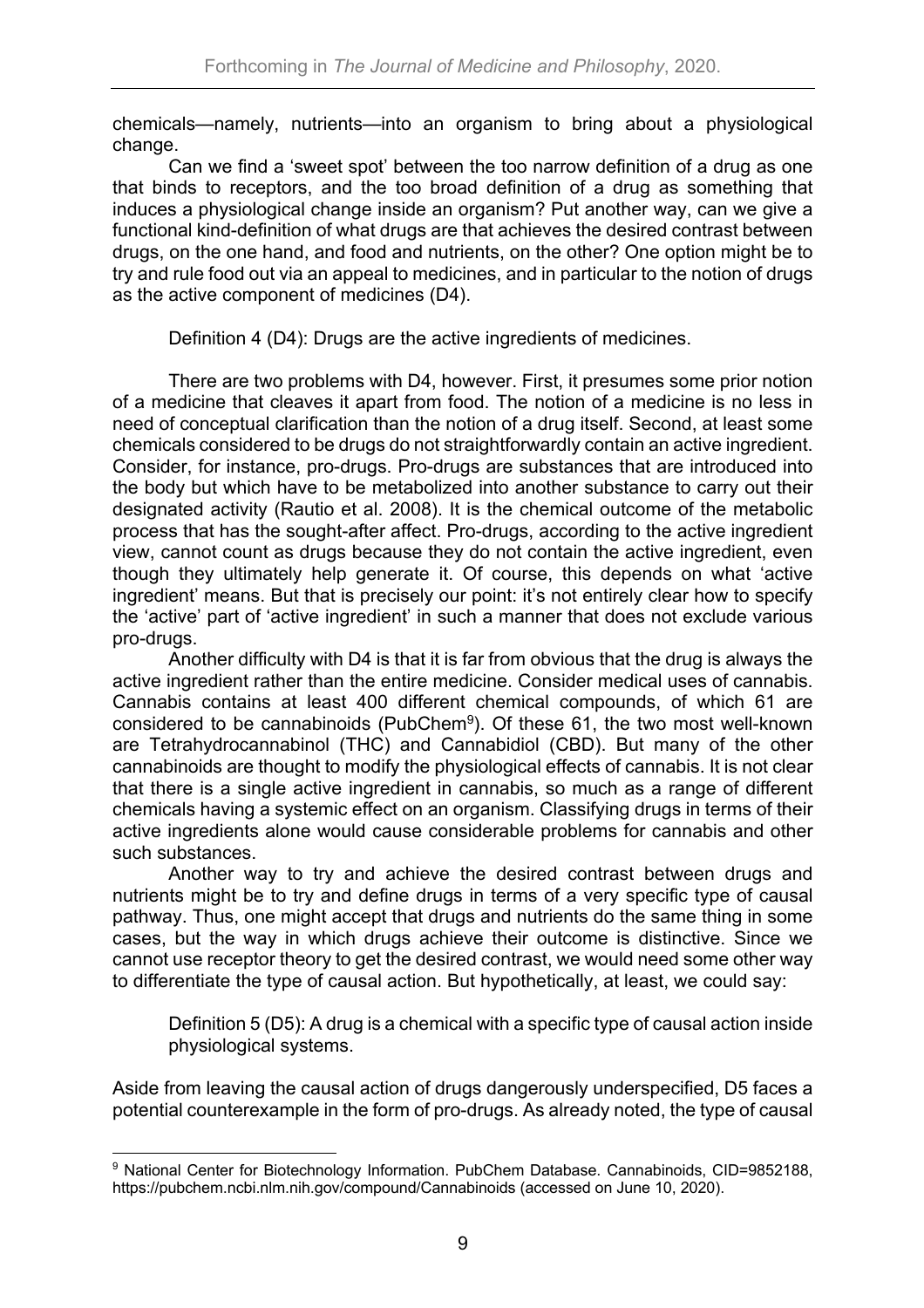chemicals—namely, nutrients—into an organism to bring about a physiological change.

Can we find a 'sweet spot' between the too narrow definition of a drug as one that binds to receptors, and the too broad definition of a drug as something that induces a physiological change inside an organism? Put another way, can we give a functional kind-definition of what drugs are that achieves the desired contrast between drugs, on the one hand, and food and nutrients, on the other? One option might be to try and rule food out via an appeal to medicines, and in particular to the notion of drugs as the active component of medicines (D4).

> Definition 4 (D4): Drugs are the active ingredients of medicines.

There are two problems with D4, however. First, it presumes some prior notion of a medicine that cleaves it apart from food. The notion of a medicine is no less in need of conceptual clarification than the notion of a drug itself. Second, at least some chemicals considered to be drugs do not straightforwardly contain an active ingredient. Consider, for instance, pro-drugs. Pro-drugs are substances that are introduced into the body but which have to be metabolized into another substance to carry out their designated activity (Rautio et al. 2008). It is the chemical outcome of the metabolic process that has the sought-after affect. Pro-drugs, according to the active ingredient view, cannot count as drugs because they do not contain the active ingredient, even though they ultimately help generate it. Of course, this depends on what 'active ingredient' means. But that is precisely our point: it's not entirely clear how to specify the 'active' part of 'active ingredient' in such a manner that does not exclude various pro-drugs.

Another difficulty with D4 is that it is far from obvious that the drug is always the active ingredient rather than the entire medicine. Consider medical uses of cannabis. Cannabis contains at least 400 different chemical compounds, of which 61 are considered to be cannabinoids (PubChem[9]). Of these 61, the two most well-known are Tetrahydrocannabinol (THC) and Cannabidiol (CBD). But many of the other cannabinoids are thought to modify the physiological effects of cannabis. It is not clear that there is a single active ingredient in cannabis, so much as a range of different chemicals having a systemic effect on an organism. Classifying drugs in terms of their active ingredients alone would cause considerable problems for cannabis and other such substances.

Another way to try and achieve the desired contrast between drugs and nutrients might be to try and define drugs in terms of a very specific type of causal pathway. Thus, one might accept that drugs and nutrients do the same thing in some cases, but the way in which drugs achieve their outcome is distinctive. Since we cannot use receptor theory to get the desired contrast, we would need some other way to differentiate the type of causal action. But hypothetically, at least, we could say:

> Definition 5 (D5): A drug is a chemical with a specific type of causal action inside physiological systems.

Aside from leaving the causal action of drugs dangerously underspecified, D5 faces a potential counterexample in the form of pro-drugs. As already noted, the type of causal

---

[9] National Center for Biotechnology Information. PubChem Database. Cannabinoids, CID=9852188, https://pubchem.ncbi.nlm.nih.gov/compound/Cannabinoids (accessed on June 10, 2020).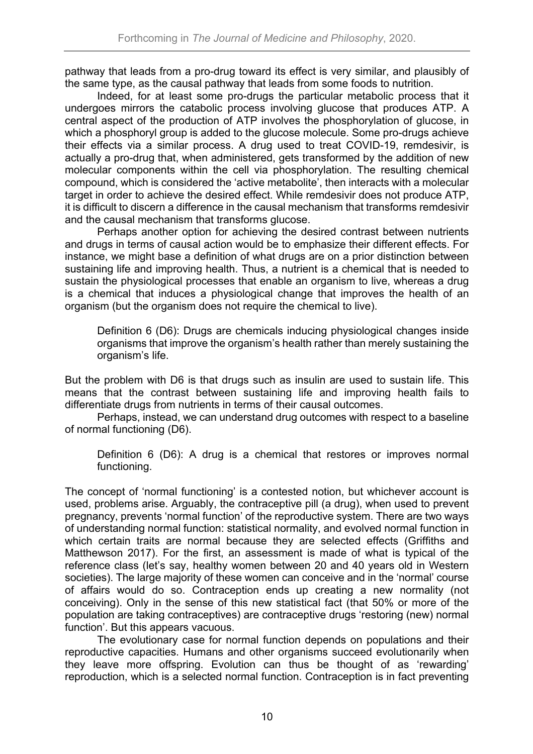pathway that leads from a pro-drug toward its effect is very similar, and plausibly of the same type, as the causal pathway that leads from some foods to nutrition.

Indeed, for at least some pro-drugs the particular metabolic process that it undergoes mirrors the catabolic process involving glucose that produces ATP. A central aspect of the production of ATP involves the phosphorylation of glucose, in which a phosphoryl group is added to the glucose molecule. Some pro-drugs achieve their effects via a similar process. A drug used to treat COVID-19, remdesivir, is actually a pro-drug that, when administered, gets transformed by the addition of new molecular components within the cell via phosphorylation. The resulting chemical compound, which is considered the 'active metabolite', then interacts with a molecular target in order to achieve the desired effect. While remdesivir does not produce ATP, it is difficult to discern a difference in the causal mechanism that transforms remdesivir and the causal mechanism that transforms glucose.

Perhaps another option for achieving the desired contrast between nutrients and drugs in terms of causal action would be to emphasize their different effects. For instance, we might base a definition of what drugs are on a prior distinction between sustaining life and improving health. Thus, a nutrient is a chemical that is needed to sustain the physiological processes that enable an organism to live, whereas a drug is a chemical that induces a physiological change that improves the health of an organism (but the organism does not require the chemical to live).

> Definition 6 (D6): Drugs are chemicals inducing physiological changes inside organisms that improve the organism's health rather than merely sustaining the organism's life.

But the problem with D6 is that drugs such as insulin are used to sustain life. This means that the contrast between sustaining life and improving health fails to differentiate drugs from nutrients in terms of their causal outcomes.

Perhaps, instead, we can understand drug outcomes with respect to a baseline of normal functioning (D6).

> Definition 6 (D6): A drug is a chemical that restores or improves normal functioning.

The concept of 'normal functioning' is a contested notion, but whichever account is used, problems arise. Arguably, the contraceptive pill (a drug), when used to prevent pregnancy, prevents 'normal function' of the reproductive system. There are two ways of understanding normal function: statistical normality, and evolved normal function in which certain traits are normal because they are selected effects (Griffiths and Matthewson 2017). For the first, an assessment is made of what is typical of the reference class (let's say, healthy women between 20 and 40 years old in Western societies). The large majority of these women can conceive and in the 'normal' course of affairs would do so. Contraception ends up creating a new normality (not conceiving). Only in the sense of this new statistical fact (that 50% or more of the population are taking contraceptives) are contraceptive drugs 'restoring (new) normal function'. But this appears vacuous.

The evolutionary case for normal function depends on populations and their reproductive capacities. Humans and other organisms succeed evolutionarily when they leave more offspring. Evolution can thus be thought of as 'rewarding' reproduction, which is a selected normal function. Contraception is in fact preventing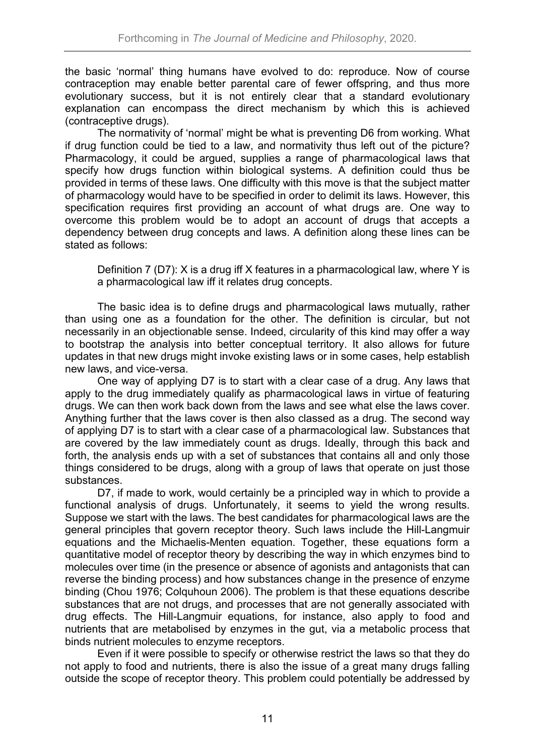the basic 'normal' thing humans have evolved to do: reproduce. Now of course contraception may enable better parental care of fewer offspring, and thus more evolutionary success, but it is not entirely clear that a standard evolutionary explanation can encompass the direct mechanism by which this is achieved (contraceptive drugs).

The normativity of 'normal' might be what is preventing D6 from working. What if drug function could be tied to a law, and normativity thus left out of the picture? Pharmacology, it could be argued, supplies a range of pharmacological laws that specify how drugs function within biological systems. A definition could thus be provided in terms of these laws. One difficulty with this move is that the subject matter of pharmacology would have to be specified in order to delimit its laws. However, this specification requires first providing an account of what drugs are. One way to overcome this problem would be to adopt an account of drugs that accepts a dependency between drug concepts and laws. A definition along these lines can be stated as follows:

> Definition 7 (D7): X is a drug iff X features in a pharmacological law, where Y is a pharmacological law iff it relates drug concepts.

The basic idea is to define drugs and pharmacological laws mutually, rather than using one as a foundation for the other. The definition is circular, but not necessarily in an objectionable sense. Indeed, circularity of this kind may offer a way to bootstrap the analysis into better conceptual territory. It also allows for future updates in that new drugs might invoke existing laws or in some cases, help establish new laws, and vice-versa.

One way of applying D7 is to start with a clear case of a drug. Any laws that apply to the drug immediately qualify as pharmacological laws in virtue of featuring drugs. We can then work back down from the laws and see what else the laws cover. Anything further that the laws cover is then also classed as a drug. The second way of applying D7 is to start with a clear case of a pharmacological law. Substances that are covered by the law immediately count as drugs. Ideally, through this back and forth, the analysis ends up with a set of substances that contains all and only those things considered to be drugs, along with a group of laws that operate on just those substances.

D7, if made to work, would certainly be a principled way in which to provide a functional analysis of drugs. Unfortunately, it seems to yield the wrong results. Suppose we start with the laws. The best candidates for pharmacological laws are the general principles that govern receptor theory. Such laws include the Hill-Langmuir equations and the Michaelis-Menten equation. Together, these equations form a quantitative model of receptor theory by describing the way in which enzymes bind to molecules over time (in the presence or absence of agonists and antagonists that can reverse the binding process) and how substances change in the presence of enzyme binding (Chou 1976; Colquhoun 2006). The problem is that these equations describe substances that are not drugs, and processes that are not generally associated with drug effects. The Hill-Langmuir equations, for instance, also apply to food and nutrients that are metabolised by enzymes in the gut, via a metabolic process that binds nutrient molecules to enzyme receptors.

Even if it were possible to specify or otherwise restrict the laws so that they do not apply to food and nutrients, there is also the issue of a great many drugs falling outside the scope of receptor theory. This problem could potentially be addressed by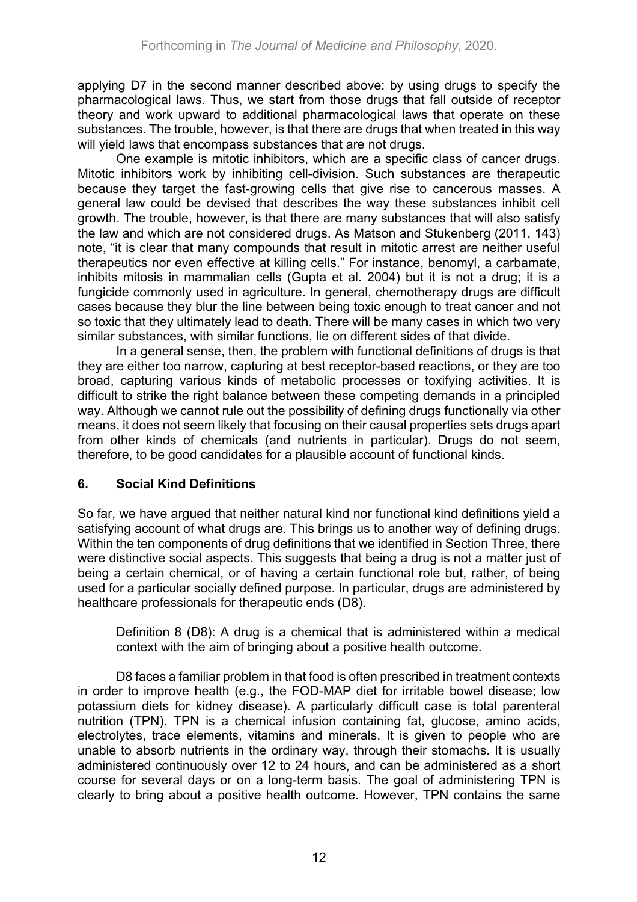applying D7 in the second manner described above: by using drugs to specify the pharmacological laws. Thus, we start from those drugs that fall outside of receptor theory and work upward to additional pharmacological laws that operate on these substances. The trouble, however, is that there are drugs that when treated in this way will yield laws that encompass substances that are not drugs.

One example is mitotic inhibitors, which are a specific class of cancer drugs. Mitotic inhibitors work by inhibiting cell-division. Such substances are therapeutic because they target the fast-growing cells that give rise to cancerous masses. A general law could be devised that describes the way these substances inhibit cell growth. The trouble, however, is that there are many substances that will also satisfy the law and which are not considered drugs. As Matson and Stukenberg (2011, 143) note, "it is clear that many compounds that result in mitotic arrest are neither useful therapeutics nor even effective at killing cells." For instance, benomyl, a carbamate, inhibits mitosis in mammalian cells (Gupta et al. 2004) but it is not a drug; it is a fungicide commonly used in agriculture. In general, chemotherapy drugs are difficult cases because they blur the line between being toxic enough to treat cancer and not so toxic that they ultimately lead to death. There will be many cases in which two very similar substances, with similar functions, lie on different sides of that divide.

In a general sense, then, the problem with functional definitions of drugs is that they are either too narrow, capturing at best receptor-based reactions, or they are too broad, capturing various kinds of metabolic processes or toxifying activities. It is difficult to strike the right balance between these competing demands in a principled way. Although we cannot rule out the possibility of defining drugs functionally via other means, it does not seem likely that focusing on their causal properties sets drugs apart from other kinds of chemicals (and nutrients in particular). Drugs do not seem, therefore, to be good candidates for a plausible account of functional kinds.

## 6. Social Kind Definitions

So far, we have argued that neither natural kind nor functional kind definitions yield a satisfying account of what drugs are. This brings us to another way of defining drugs. Within the ten components of drug definitions that we identified in Section Three, there were distinctive social aspects. This suggests that being a drug is not a matter just of being a certain chemical, or of having a certain functional role but, rather, of being used for a particular socially defined purpose. In particular, drugs are administered by healthcare professionals for therapeutic ends (D8).

> Definition 8 (D8): A drug is a chemical that is administered within a medical context with the aim of bringing about a positive health outcome.

D8 faces a familiar problem in that food is often prescribed in treatment contexts in order to improve health (e.g., the FOD-MAP diet for irritable bowel disease; low potassium diets for kidney disease). A particularly difficult case is total parenteral nutrition (TPN). TPN is a chemical infusion containing fat, glucose, amino acids, electrolytes, trace elements, vitamins and minerals. It is given to people who are unable to absorb nutrients in the ordinary way, through their stomachs. It is usually administered continuously over 12 to 24 hours, and can be administered as a short course for several days or on a long-term basis. The goal of administering TPN is clearly to bring about a positive health outcome. However, TPN contains the same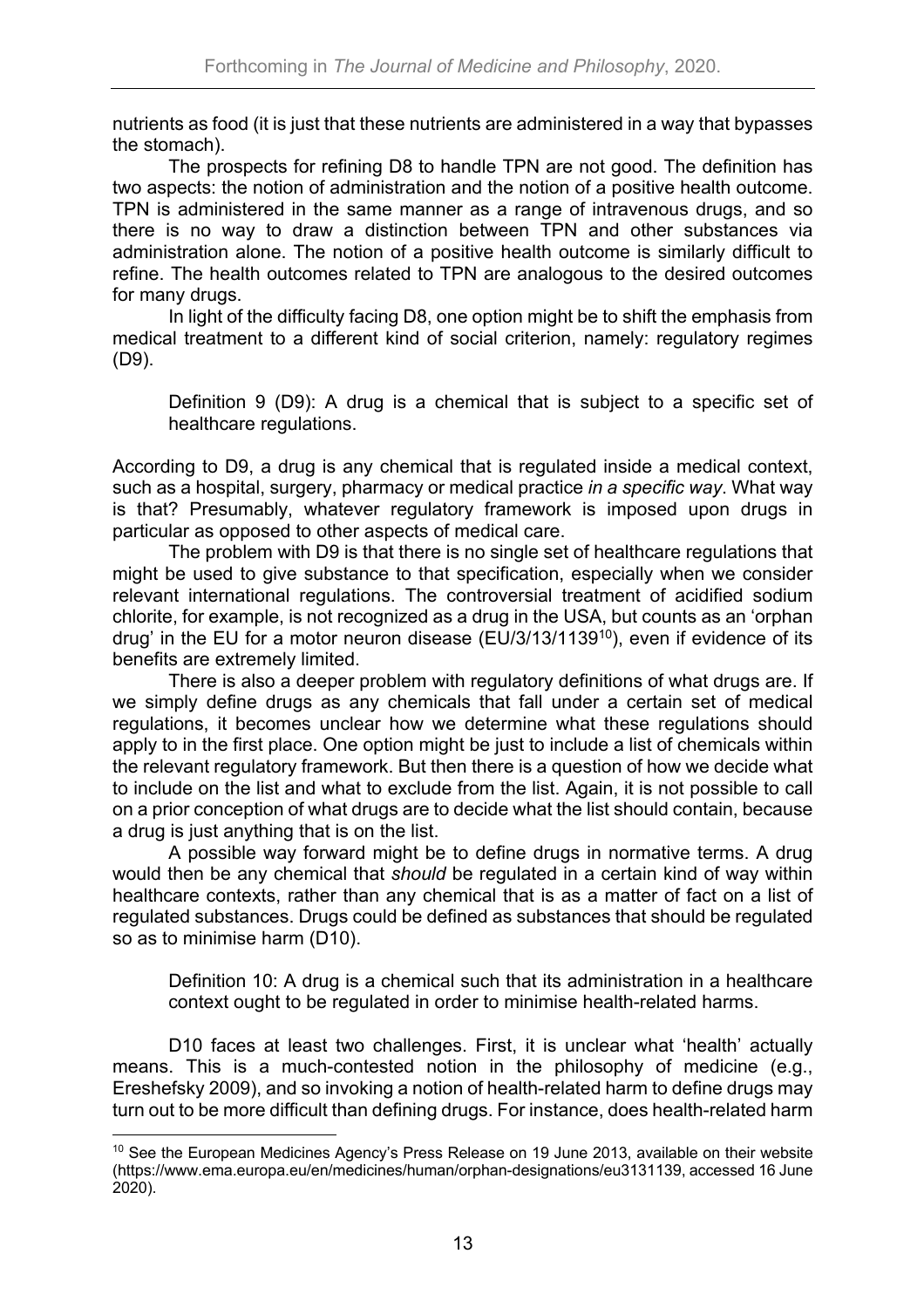nutrients as food (it is just that these nutrients are administered in a way that bypasses the stomach).

The prospects for refining D8 to handle TPN are not good. The definition has two aspects: the notion of administration and the notion of a positive health outcome. TPN is administered in the same manner as a range of intravenous drugs, and so there is no way to draw a distinction between TPN and other substances via administration alone. The notion of a positive health outcome is similarly difficult to refine. The health outcomes related to TPN are analogous to the desired outcomes for many drugs.

In light of the difficulty facing D8, one option might be to shift the emphasis from medical treatment to a different kind of social criterion, namely: regulatory regimes (D9).

> Definition 9 (D9): A drug is a chemical that is subject to a specific set of healthcare regulations.

According to D9, a drug is any chemical that is regulated inside a medical context, such as a hospital, surgery, pharmacy or medical practice *in a specific way*. What way is that? Presumably, whatever regulatory framework is imposed upon drugs in particular as opposed to other aspects of medical care.

The problem with D9 is that there is no single set of healthcare regulations that might be used to give substance to that specification, especially when we consider relevant international regulations. The controversial treatment of acidified sodium chlorite, for example, is not recognized as a drug in the USA, but counts as an 'orphan drug' in the EU for a motor neuron disease (EU/3/13/1139[10]), even if evidence of its benefits are extremely limited.

There is also a deeper problem with regulatory definitions of what drugs are. If we simply define drugs as any chemicals that fall under a certain set of medical regulations, it becomes unclear how we determine what these regulations should apply to in the first place. One option might be just to include a list of chemicals within the relevant regulatory framework. But then there is a question of how we decide what to include on the list and what to exclude from the list. Again, it is not possible to call on a prior conception of what drugs are to decide what the list should contain, because a drug is just anything that is on the list.

A possible way forward might be to define drugs in normative terms. A drug would then be any chemical that *should* be regulated in a certain kind of way within healthcare contexts, rather than any chemical that is as a matter of fact on a list of regulated substances. Drugs could be defined as substances that should be regulated so as to minimise harm (D10).

> Definition 10: A drug is a chemical such that its administration in a healthcare context ought to be regulated in order to minimise health-related harms.

D10 faces at least two challenges. First, it is unclear what 'health' actually means. This is a much-contested notion in the philosophy of medicine (e.g., Ereshefsky 2009), and so invoking a notion of health-related harm to define drugs may turn out to be more difficult than defining drugs. For instance, does health-related harm

[10] See the European Medicines Agency's Press Release on 19 June 2013, available on their website (https://www.ema.europa.eu/en/medicines/human/orphan-designations/eu3131139, accessed 16 June 2020).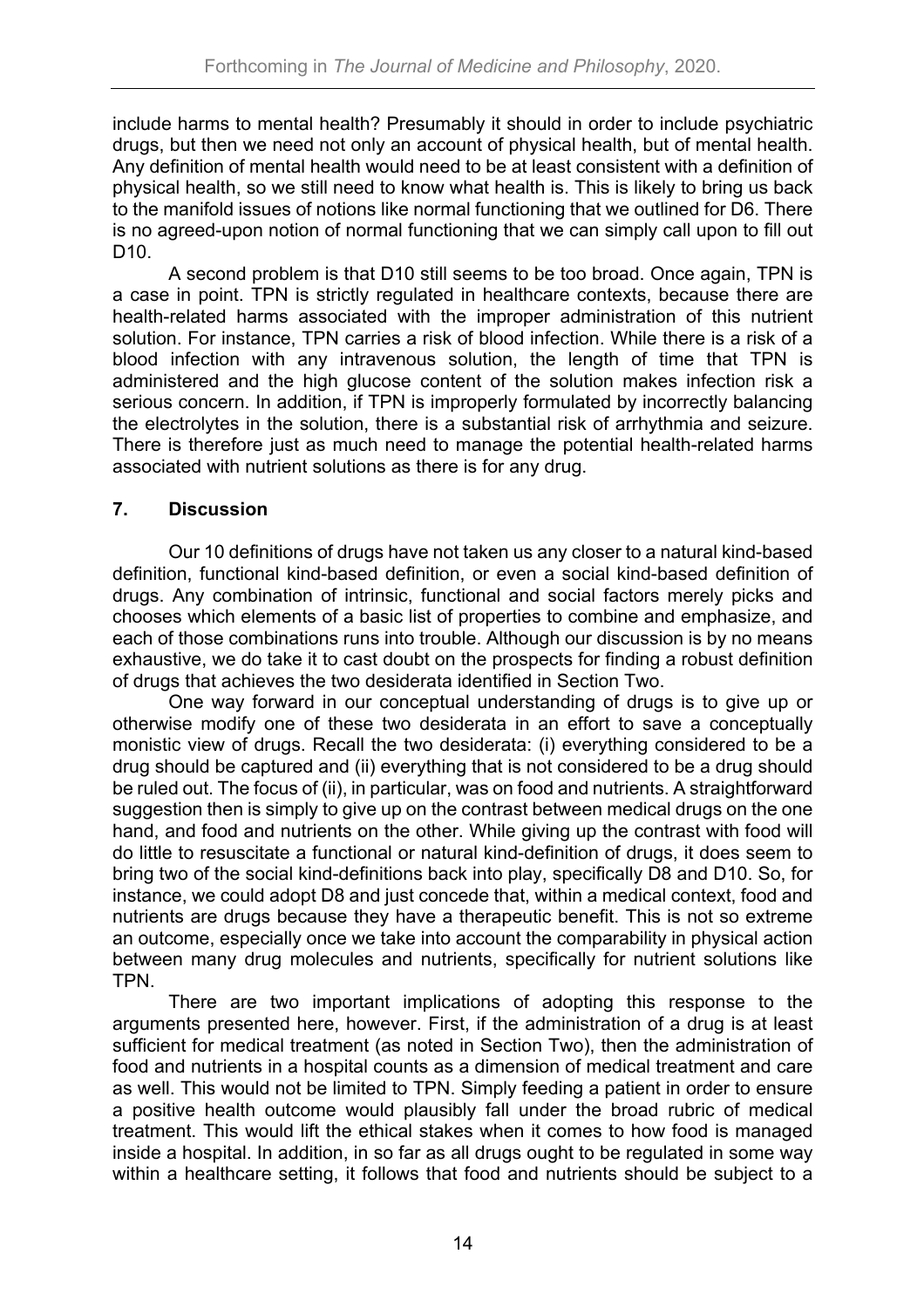include harms to mental health? Presumably it should in order to include psychiatric drugs, but then we need not only an account of physical health, but of mental health. Any definition of mental health would need to be at least consistent with a definition of physical health, so we still need to know what health is. This is likely to bring us back to the manifold issues of notions like normal functioning that we outlined for D6. There is no agreed-upon notion of normal functioning that we can simply call upon to fill out D10.

A second problem is that D10 still seems to be too broad. Once again, TPN is a case in point. TPN is strictly regulated in healthcare contexts, because there are health-related harms associated with the improper administration of this nutrient solution. For instance, TPN carries a risk of blood infection. While there is a risk of a blood infection with any intravenous solution, the length of time that TPN is administered and the high glucose content of the solution makes infection risk a serious concern. In addition, if TPN is improperly formulated by incorrectly balancing the electrolytes in the solution, there is a substantial risk of arrhythmia and seizure. There is therefore just as much need to manage the potential health-related harms associated with nutrient solutions as there is for any drug.

## 7. Discussion

Our 10 definitions of drugs have not taken us any closer to a natural kind-based definition, functional kind-based definition, or even a social kind-based definition of drugs. Any combination of intrinsic, functional and social factors merely picks and chooses which elements of a basic list of properties to combine and emphasize, and each of those combinations runs into trouble. Although our discussion is by no means exhaustive, we do take it to cast doubt on the prospects for finding a robust definition of drugs that achieves the two desiderata identified in Section Two.

One way forward in our conceptual understanding of drugs is to give up or otherwise modify one of these two desiderata in an effort to save a conceptually monistic view of drugs. Recall the two desiderata: (i) everything considered to be a drug should be captured and (ii) everything that is not considered to be a drug should be ruled out. The focus of (ii), in particular, was on food and nutrients. A straightforward suggestion then is simply to give up on the contrast between medical drugs on the one hand, and food and nutrients on the other. While giving up the contrast with food will do little to resuscitate a functional or natural kind-definition of drugs, it does seem to bring two of the social kind-definitions back into play, specifically D8 and D10. So, for instance, we could adopt D8 and just concede that, within a medical context, food and nutrients are drugs because they have a therapeutic benefit. This is not so extreme an outcome, especially once we take into account the comparability in physical action between many drug molecules and nutrients, specifically for nutrient solutions like TPN.

There are two important implications of adopting this response to the arguments presented here, however. First, if the administration of a drug is at least sufficient for medical treatment (as noted in Section Two), then the administration of food and nutrients in a hospital counts as a dimension of medical treatment and care as well. This would not be limited to TPN. Simply feeding a patient in order to ensure a positive health outcome would plausibly fall under the broad rubric of medical treatment. This would lift the ethical stakes when it comes to how food is managed inside a hospital. In addition, in so far as all drugs ought to be regulated in some way within a healthcare setting, it follows that food and nutrients should be subject to a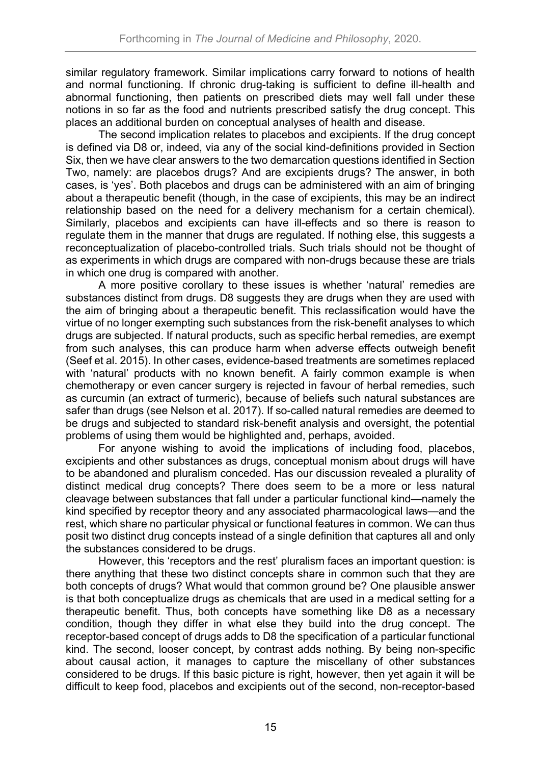similar regulatory framework. Similar implications carry forward to notions of health and normal functioning. If chronic drug-taking is sufficient to define ill-health and abnormal functioning, then patients on prescribed diets may well fall under these notions in so far as the food and nutrients prescribed satisfy the drug concept. This places an additional burden on conceptual analyses of health and disease.

The second implication relates to placebos and excipients. If the drug concept is defined via D8 or, indeed, via any of the social kind-definitions provided in Section Six, then we have clear answers to the two demarcation questions identified in Section Two, namely: are placebos drugs? And are excipients drugs? The answer, in both cases, is 'yes'. Both placebos and drugs can be administered with an aim of bringing about a therapeutic benefit (though, in the case of excipients, this may be an indirect relationship based on the need for a delivery mechanism for a certain chemical). Similarly, placebos and excipients can have ill-effects and so there is reason to regulate them in the manner that drugs are regulated. If nothing else, this suggests a reconceptualization of placebo-controlled trials. Such trials should not be thought of as experiments in which drugs are compared with non-drugs because these are trials in which one drug is compared with another.

A more positive corollary to these issues is whether 'natural' remedies are substances distinct from drugs. D8 suggests they are drugs when they are used with the aim of bringing about a therapeutic benefit. This reclassification would have the virtue of no longer exempting such substances from the risk-benefit analyses to which drugs are subjected. If natural products, such as specific herbal remedies, are exempt from such analyses, this can produce harm when adverse effects outweigh benefit (Seef et al. 2015). In other cases, evidence-based treatments are sometimes replaced with 'natural' products with no known benefit. A fairly common example is when chemotherapy or even cancer surgery is rejected in favour of herbal remedies, such as curcumin (an extract of turmeric), because of beliefs such natural substances are safer than drugs (see Nelson et al. 2017). If so-called natural remedies are deemed to be drugs and subjected to standard risk-benefit analysis and oversight, the potential problems of using them would be highlighted and, perhaps, avoided.

For anyone wishing to avoid the implications of including food, placebos, excipients and other substances as drugs, conceptual monism about drugs will have to be abandoned and pluralism conceded. Has our discussion revealed a plurality of distinct medical drug concepts? There does seem to be a more or less natural cleavage between substances that fall under a particular functional kind—namely the kind specified by receptor theory and any associated pharmacological laws—and the rest, which share no particular physical or functional features in common. We can thus posit two distinct drug concepts instead of a single definition that captures all and only the substances considered to be drugs.

However, this 'receptors and the rest' pluralism faces an important question: is there anything that these two distinct concepts share in common such that they are both concepts of drugs? What would that common ground be? One plausible answer is that both conceptualize drugs as chemicals that are used in a medical setting for a therapeutic benefit. Thus, both concepts have something like D8 as a necessary condition, though they differ in what else they build into the drug concept. The receptor-based concept of drugs adds to D8 the specification of a particular functional kind. The second, looser concept, by contrast adds nothing. By being non-specific about causal action, it manages to capture the miscellany of other substances considered to be drugs. If this basic picture is right, however, then yet again it will be difficult to keep food, placebos and excipients out of the second, non-receptor-based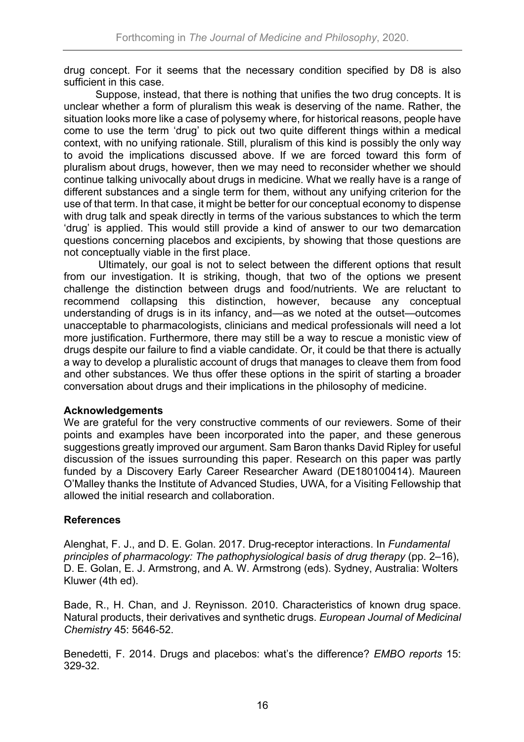drug concept. For it seems that the necessary condition specified by D8 is also sufficient in this case.

Suppose, instead, that there is nothing that unifies the two drug concepts. It is unclear whether a form of pluralism this weak is deserving of the name. Rather, the situation looks more like a case of polysemy where, for historical reasons, people have come to use the term 'drug' to pick out two quite different things within a medical context, with no unifying rationale. Still, pluralism of this kind is possibly the only way to avoid the implications discussed above. If we are forced toward this form of pluralism about drugs, however, then we may need to reconsider whether we should continue talking univocally about drugs in medicine. What we really have is a range of different substances and a single term for them, without any unifying criterion for the use of that term. In that case, it might be better for our conceptual economy to dispense with drug talk and speak directly in terms of the various substances to which the term 'drug' is applied. This would still provide a kind of answer to our two demarcation questions concerning placebos and excipients, by showing that those questions are not conceptually viable in the first place.

Ultimately, our goal is not to select between the different options that result from our investigation. It is striking, though, that two of the options we present challenge the distinction between drugs and food/nutrients. We are reluctant to recommend collapsing this distinction, however, because any conceptual understanding of drugs is in its infancy, and—as we noted at the outset—outcomes unacceptable to pharmacologists, clinicians and medical professionals will need a lot more justification. Furthermore, there may still be a way to rescue a monistic view of drugs despite our failure to find a viable candidate. Or, it could be that there is actually a way to develop a pluralistic account of drugs that manages to cleave them from food and other substances. We thus offer these options in the spirit of starting a broader conversation about drugs and their implications in the philosophy of medicine.

**Acknowledgements**

We are grateful for the very constructive comments of our reviewers. Some of their points and examples have been incorporated into the paper, and these generous suggestions greatly improved our argument. Sam Baron thanks David Ripley for useful discussion of the issues surrounding this paper. Research on this paper was partly funded by a Discovery Early Career Researcher Award (DE180100414). Maureen O'Malley thanks the Institute of Advanced Studies, UWA, for a Visiting Fellowship that allowed the initial research and collaboration.

**References**

Alenghat, F. J., and D. E. Golan. 2017. Drug-receptor interactions. In *Fundamental principles of pharmacology: The pathophysiological basis of drug therapy* (pp. 2–16), D. E. Golan, E. J. Armstrong, and A. W. Armstrong (eds). Sydney, Australia: Wolters Kluwer (4th ed).

Bade, R., H. Chan, and J. Reynisson. 2010. Characteristics of known drug space. Natural products, their derivatives and synthetic drugs. *European Journal of Medicinal Chemistry* 45: 5646-52.

Benedetti, F. 2014. Drugs and placebos: what's the difference? *EMBO reports* 15: 329-32.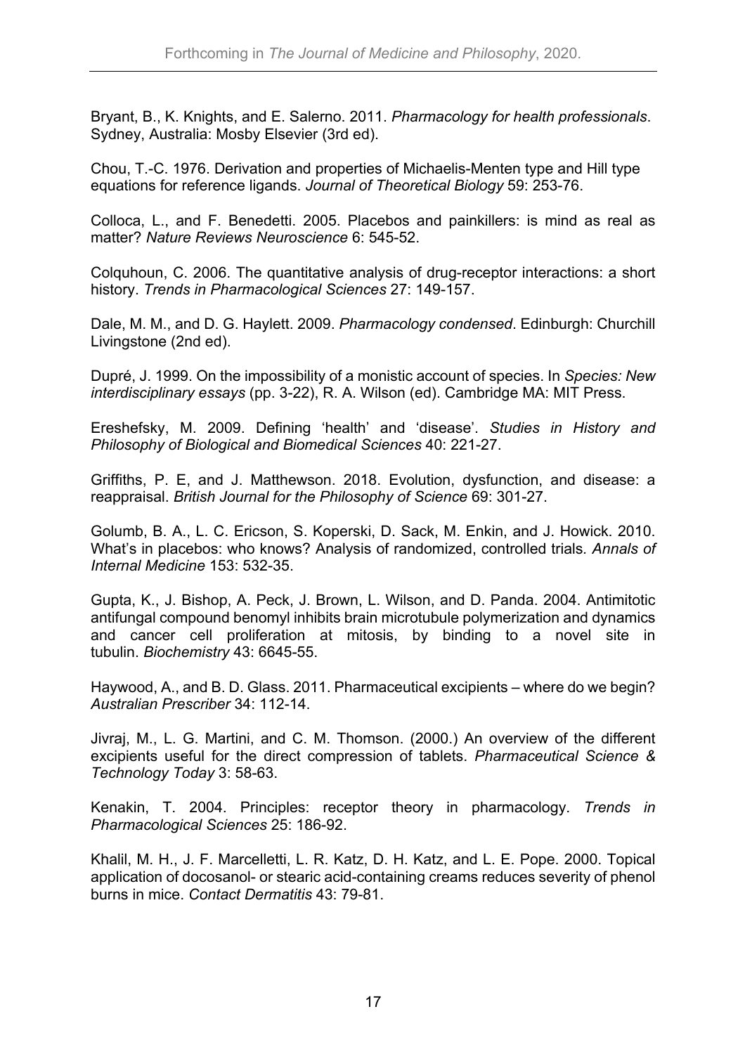Bryant, B., K. Knights, and E. Salerno. 2011. *Pharmacology for health professionals*. Sydney, Australia: Mosby Elsevier (3rd ed).

Chou, T.-C. 1976. Derivation and properties of Michaelis-Menten type and Hill type equations for reference ligands. *Journal of Theoretical Biology* 59: 253-76.

Colloca, L., and F. Benedetti. 2005. Placebos and painkillers: is mind as real as matter? *Nature Reviews Neuroscience* 6: 545-52.

Colquhoun, C. 2006. The quantitative analysis of drug-receptor interactions: a short history. *Trends in Pharmacological Sciences* 27: 149-157.

Dale, M. M., and D. G. Haylett. 2009. *Pharmacology condensed*. Edinburgh: Churchill Livingstone (2nd ed).

Dupré, J. 1999. On the impossibility of a monistic account of species. In *Species: New interdisciplinary essays* (pp. 3-22), R. A. Wilson (ed). Cambridge MA: MIT Press.

Ereshefsky, M. 2009. Defining 'health' and 'disease'. *Studies in History and Philosophy of Biological and Biomedical Sciences* 40: 221-27.

Griffiths, P. E, and J. Matthewson. 2018. Evolution, dysfunction, and disease: a reappraisal. *British Journal for the Philosophy of Science* 69: 301-27.

Golumb, B. A., L. C. Ericson, S. Koperski, D. Sack, M. Enkin, and J. Howick. 2010. What's in placebos: who knows? Analysis of randomized, controlled trials. *Annals of Internal Medicine* 153: 532-35.

Gupta, K., J. Bishop, A. Peck, J. Brown, L. Wilson, and D. Panda. 2004. Antimitotic antifungal compound benomyl inhibits brain microtubule polymerization and dynamics and cancer cell proliferation at mitosis, by binding to a novel site in tubulin. *Biochemistry* 43: 6645-55.

Haywood, A., and B. D. Glass. 2011. Pharmaceutical excipients – where do we begin? *Australian Prescriber* 34: 112-14.

Jivraj, M., L. G. Martini, and C. M. Thomson. (2000.) An overview of the different excipients useful for the direct compression of tablets. *Pharmaceutical Science & Technology Today* 3: 58-63.

Kenakin, T. 2004. Principles: receptor theory in pharmacology. *Trends in Pharmacological Sciences* 25: 186-92.

Khalil, M. H., J. F. Marcelletti, L. R. Katz, D. H. Katz, and L. E. Pope. 2000. Topical application of docosanol- or stearic acid-containing creams reduces severity of phenol burns in mice. *Contact Dermatitis* 43: 79-81.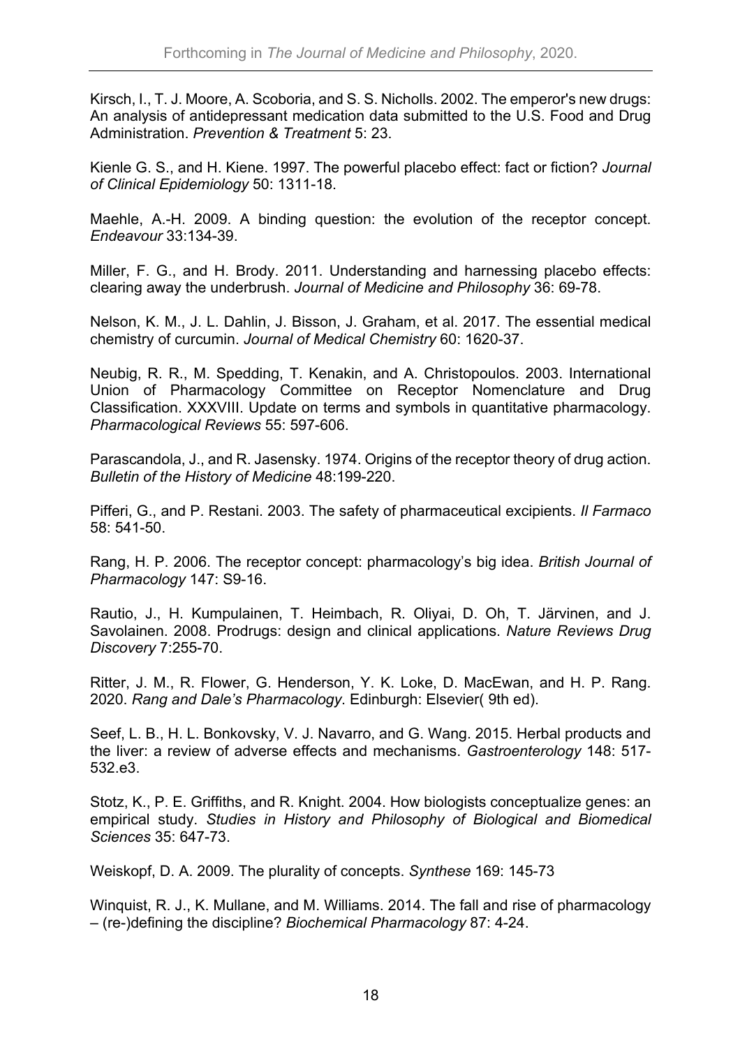Kirsch, I., T. J. Moore, A. Scoboria, and S. S. Nicholls. 2002. The emperor's new drugs: An analysis of antidepressant medication data submitted to the U.S. Food and Drug Administration. *Prevention & Treatment* 5: 23.

Kienle G. S., and H. Kiene. 1997. The powerful placebo effect: fact or fiction? *Journal of Clinical Epidemiology* 50: 1311-18.

Maehle, A.-H. 2009. A binding question: the evolution of the receptor concept. *Endeavour* 33:134-39.

Miller, F. G., and H. Brody. 2011. Understanding and harnessing placebo effects: clearing away the underbrush. *Journal of Medicine and Philosophy* 36: 69-78.

Nelson, K. M., J. L. Dahlin, J. Bisson, J. Graham, et al. 2017. The essential medical chemistry of curcumin. *Journal of Medical Chemistry* 60: 1620-37.

Neubig, R. R., M. Spedding, T. Kenakin, and A. Christopoulos. 2003. International Union of Pharmacology Committee on Receptor Nomenclature and Drug Classification. XXXVIII. Update on terms and symbols in quantitative pharmacology. *Pharmacological Reviews* 55: 597-606.

Parascandola, J., and R. Jasensky. 1974. Origins of the receptor theory of drug action. *Bulletin of the History of Medicine* 48:199-220.

Pifferi, G., and P. Restani. 2003. The safety of pharmaceutical excipients. *Il Farmaco* 58: 541-50.

Rang, H. P. 2006. The receptor concept: pharmacology's big idea. *British Journal of Pharmacology* 147: S9-16.

Rautio, J., H. Kumpulainen, T. Heimbach, R. Oliyai, D. Oh, T. Järvinen, and J. Savolainen. 2008. Prodrugs: design and clinical applications. *Nature Reviews Drug Discovery* 7:255-70.

Ritter, J. M., R. Flower, G. Henderson, Y. K. Loke, D. MacEwan, and H. P. Rang. 2020. *Rang and Dale's Pharmacology*. Edinburgh: Elsevier( 9th ed).

Seef, L. B., H. L. Bonkovsky, V. J. Navarro, and G. Wang. 2015. Herbal products and the liver: a review of adverse effects and mechanisms. *Gastroenterology* 148: 517-532.e3.

Stotz, K., P. E. Griffiths, and R. Knight. 2004. How biologists conceptualize genes: an empirical study. *Studies in History and Philosophy of Biological and Biomedical Sciences* 35: 647-73.

Weiskopf, D. A. 2009. The plurality of concepts. *Synthese* 169: 145-73

Winquist, R. J., K. Mullane, and M. Williams. 2014. The fall and rise of pharmacology – (re-)defining the discipline? *Biochemical Pharmacology* 87: 4-24.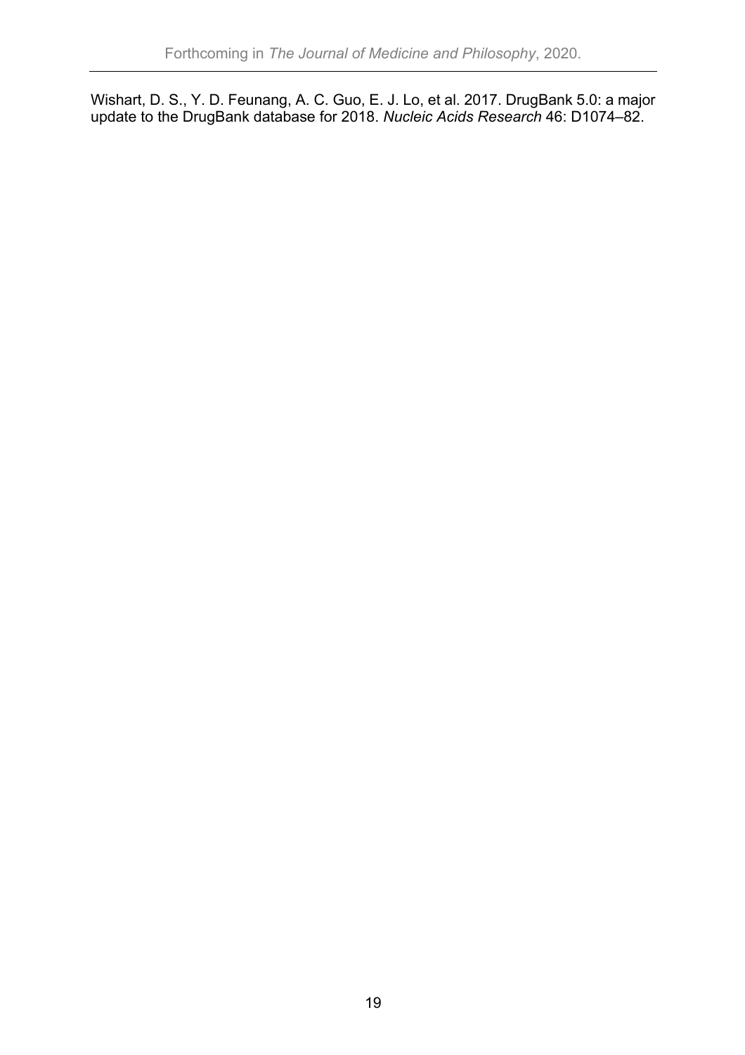Wishart, D. S., Y. D. Feunang, A. C. Guo, E. J. Lo, et al. 2017. DrugBank 5.0: a major update to the DrugBank database for 2018. *Nucleic Acids Research* 46: D1074–82.